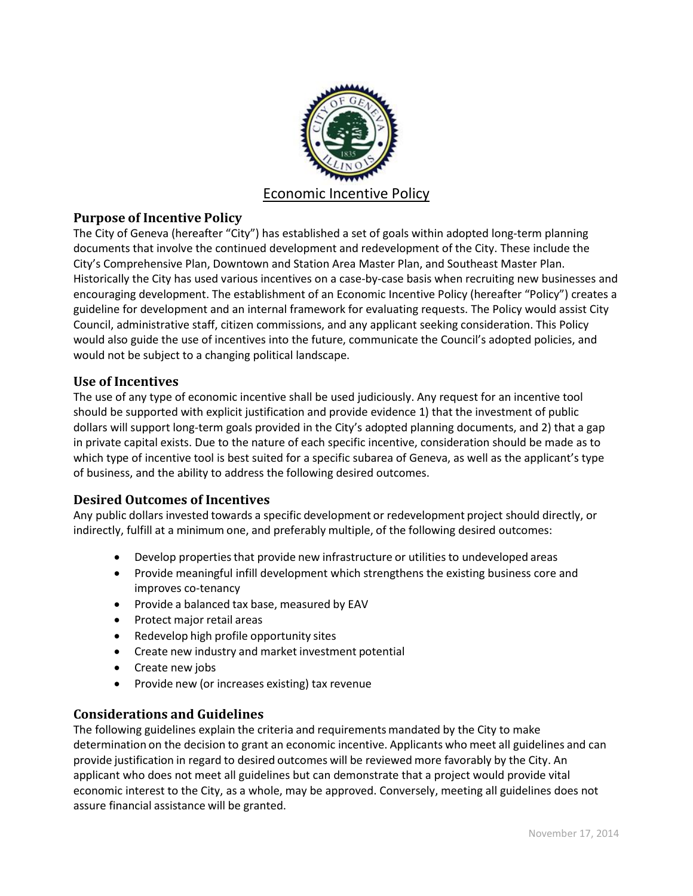# Economic Incentive Policy

## Purpose of Incentive Policy

The City of Geneva (hereafter "City") has established a set of goals within adopted long-term planning documents that involve the continued development and redevelopment of the City. These include the City's Comprehensive Plan, Downtown and Station Area Master Plan, and Southeast Master Plan. Historically the City has used various incentives on a case-by-case basis when recruiting new businesses and encouraging development. The establishment of an Economic Incentive Policy (hereafter "Policy") creates a guideline for development and an internal framework for evaluating requests. The Policy would assist City Council, administrative staff, citizen commissions, and any applicant seeking consideration. This Policy would also guide the use of incentives into the future, communicate the Council's adopted policies, and would not be subject to a changing political landscape.

## Use of Incentives

The use of any type of economic incentive shall be used judiciously. Any request for an incentive tool should be supported with explicit justification and provide evidence 1) that the investment of public dollars will support long-term goals provided in the City's adopted planning documents, and 2) that a gap in private capital exists. Due to the nature of each specific incentive, consideration should be made as to which type of incentive tool is best suited for a specific subarea of Geneva, as well as the applicant's type of business, and the ability to address the following desired outcomes.

## Desired Outcomes of Incentives

Any public dollars invested towards a specific development or redevelopment project should directly, or indirectly, fulfill at a minimum one, and preferably multiple, of the following desired outcomes:

- Develop properties that provide new infrastructure or utilities to undeveloped areas
- Provide meaningful infill development which strengthens the existing business core and improves co-tenancy
- Provide a balanced tax base, measured by EAV
- Protect major retail areas
- Redevelop high profile opportunity sites
- Create new industry and market investment potential
- Create new jobs
- Provide new (or increases existing) tax revenue

## Considerations and Guidelines

The following guidelines explain the criteria and requirements mandated by the City to make determination on the decision to grant an economic incentive. Applicants who meet all guidelines and can provide justification in regard to desired outcomes will be reviewed more favorably by the City. An applicant who does not meet all guidelines but can demonstrate that a project would provide vital economic interest to the City, as a whole, may be approved. Conversely, meeting all guidelines does not assure financial assistance will be granted.

November 17, 2014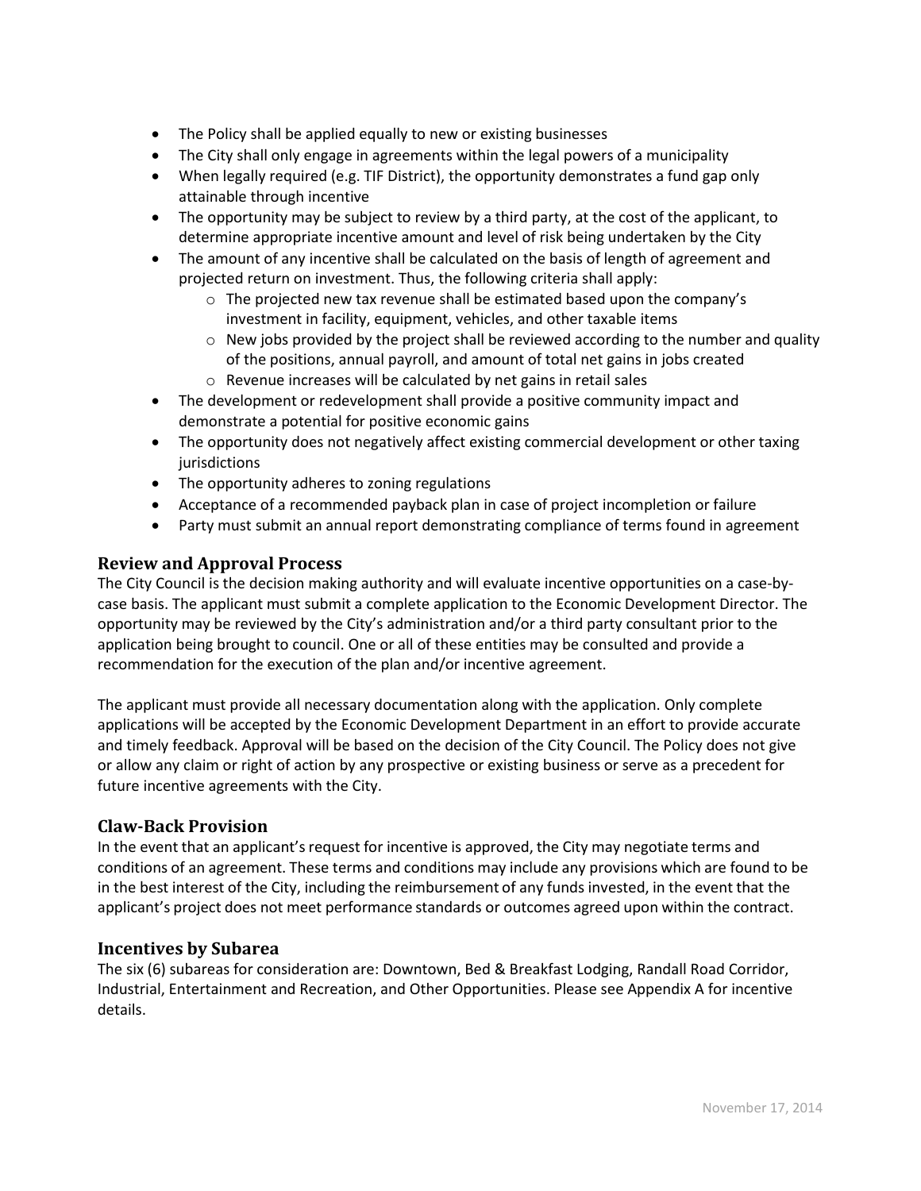- The Policy shall be applied equally to new or existing businesses
- The City shall only engage in agreements within the legal powers of a municipality
- When legally required (e.g. TIF District), the opportunity demonstrates a fund gap only attainable through incentive
- The opportunity may be subject to review by a third party, at the cost of the applicant, to determine appropriate incentive amount and level of risk being undertaken by the City
- The amount of any incentive shall be calculated on the basis of length of agreement and projected return on investment. Thus, the following criteria shall apply:
  - The projected new tax revenue shall be estimated based upon the company's investment in facility, equipment, vehicles, and other taxable items
  - New jobs provided by the project shall be reviewed according to the number and quality of the positions, annual payroll, and amount of total net gains in jobs created
  - Revenue increases will be calculated by net gains in retail sales
- The development or redevelopment shall provide a positive community impact and demonstrate a potential for positive economic gains
- The opportunity does not negatively affect existing commercial development or other taxing jurisdictions
- The opportunity adheres to zoning regulations
- Acceptance of a recommended payback plan in case of project incompletion or failure
- Party must submit an annual report demonstrating compliance of terms found in agreement

## Review and Approval Process

The City Council is the decision making authority and will evaluate incentive opportunities on a case-by-case basis. The applicant must submit a complete application to the Economic Development Director. The opportunity may be reviewed by the City's administration and/or a third party consultant prior to the application being brought to council. One or all of these entities may be consulted and provide a recommendation for the execution of the plan and/or incentive agreement.

The applicant must provide all necessary documentation along with the application. Only complete applications will be accepted by the Economic Development Department in an effort to provide accurate and timely feedback. Approval will be based on the decision of the City Council. The Policy does not give or allow any claim or right of action by any prospective or existing business or serve as a precedent for future incentive agreements with the City.

## Claw-Back Provision

In the event that an applicant's request for incentive is approved, the City may negotiate terms and conditions of an agreement. These terms and conditions may include any provisions which are found to be in the best interest of the City, including the reimbursement of any funds invested, in the event that the applicant's project does not meet performance standards or outcomes agreed upon within the contract.

## Incentives by Subarea

The six (6) subareas for consideration are: Downtown, Bed & Breakfast Lodging, Randall Road Corridor, Industrial, Entertainment and Recreation, and Other Opportunities. Please see Appendix A for incentive details.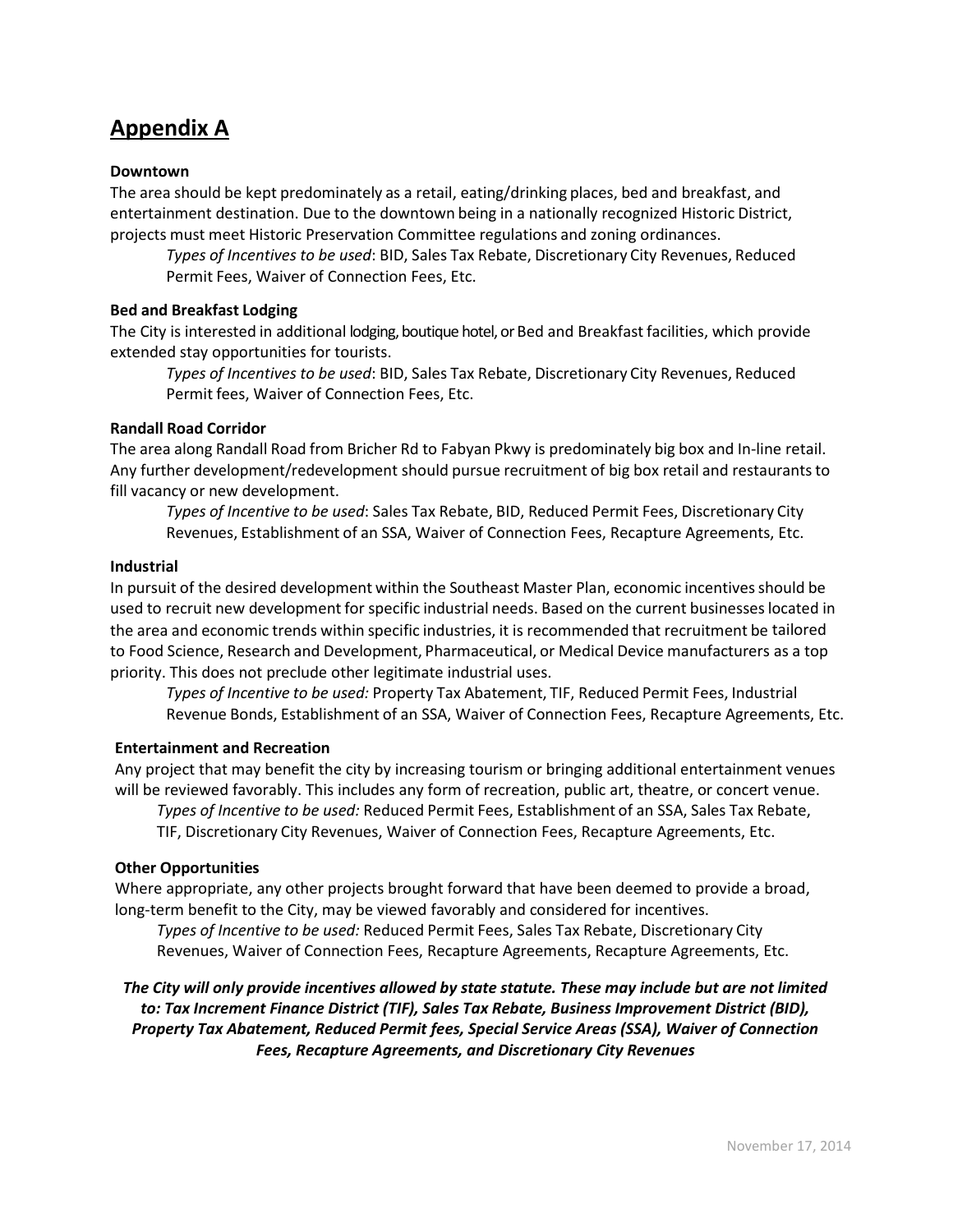## Appendix A

**Downtown**

The area should be kept predominately as a retail, eating/drinking places, bed and breakfast, and entertainment destination. Due to the downtown being in a nationally recognized Historic District, projects must meet Historic Preservation Committee regulations and zoning ordinances.

*Types of Incentives to be used*: BID, Sales Tax Rebate, Discretionary City Revenues, Reduced Permit Fees, Waiver of Connection Fees, Etc.

**Bed and Breakfast Lodging**

The City is interested in additional lodging, boutique hotel, or Bed and Breakfast facilities, which provide extended stay opportunities for tourists.

*Types of Incentives to be used*: BID, Sales Tax Rebate, Discretionary City Revenues, Reduced Permit fees, Waiver of Connection Fees, Etc.

**Randall Road Corridor**

The area along Randall Road from Bricher Rd to Fabyan Pkwy is predominately big box and In-line retail. Any further development/redevelopment should pursue recruitment of big box retail and restaurants to fill vacancy or new development.

*Types of Incentive to be used*: Sales Tax Rebate, BID, Reduced Permit Fees, Discretionary City Revenues, Establishment of an SSA, Waiver of Connection Fees, Recapture Agreements, Etc.

**Industrial**

In pursuit of the desired development within the Southeast Master Plan, economic incentives should be used to recruit new development for specific industrial needs. Based on the current businesses located in the area and economic trends within specific industries, it is recommended that recruitment be tailored to Food Science, Research and Development, Pharmaceutical, or Medical Device manufacturers as a top priority. This does not preclude other legitimate industrial uses.

*Types of Incentive to be used:* Property Tax Abatement, TIF, Reduced Permit Fees, Industrial Revenue Bonds, Establishment of an SSA, Waiver of Connection Fees, Recapture Agreements, Etc.

**Entertainment and Recreation**

Any project that may benefit the city by increasing tourism or bringing additional entertainment venues will be reviewed favorably. This includes any form of recreation, public art, theatre, or concert venue.

*Types of Incentive to be used:* Reduced Permit Fees, Establishment of an SSA, Sales Tax Rebate, TIF, Discretionary City Revenues, Waiver of Connection Fees, Recapture Agreements, Etc.

**Other Opportunities**

Where appropriate, any other projects brought forward that have been deemed to provide a broad, long-term benefit to the City, may be viewed favorably and considered for incentives.

*Types of Incentive to be used:* Reduced Permit Fees, Sales Tax Rebate, Discretionary City Revenues, Waiver of Connection Fees, Recapture Agreements, Recapture Agreements, Etc.

***The City will only provide incentives allowed by state statute. These may include but are not limited to: Tax Increment Finance District (TIF), Sales Tax Rebate, Business Improvement District (BID), Property Tax Abatement, Reduced Permit fees, Special Service Areas (SSA), Waiver of Connection Fees, Recapture Agreements, and Discretionary City Revenues***

November 17, 2014